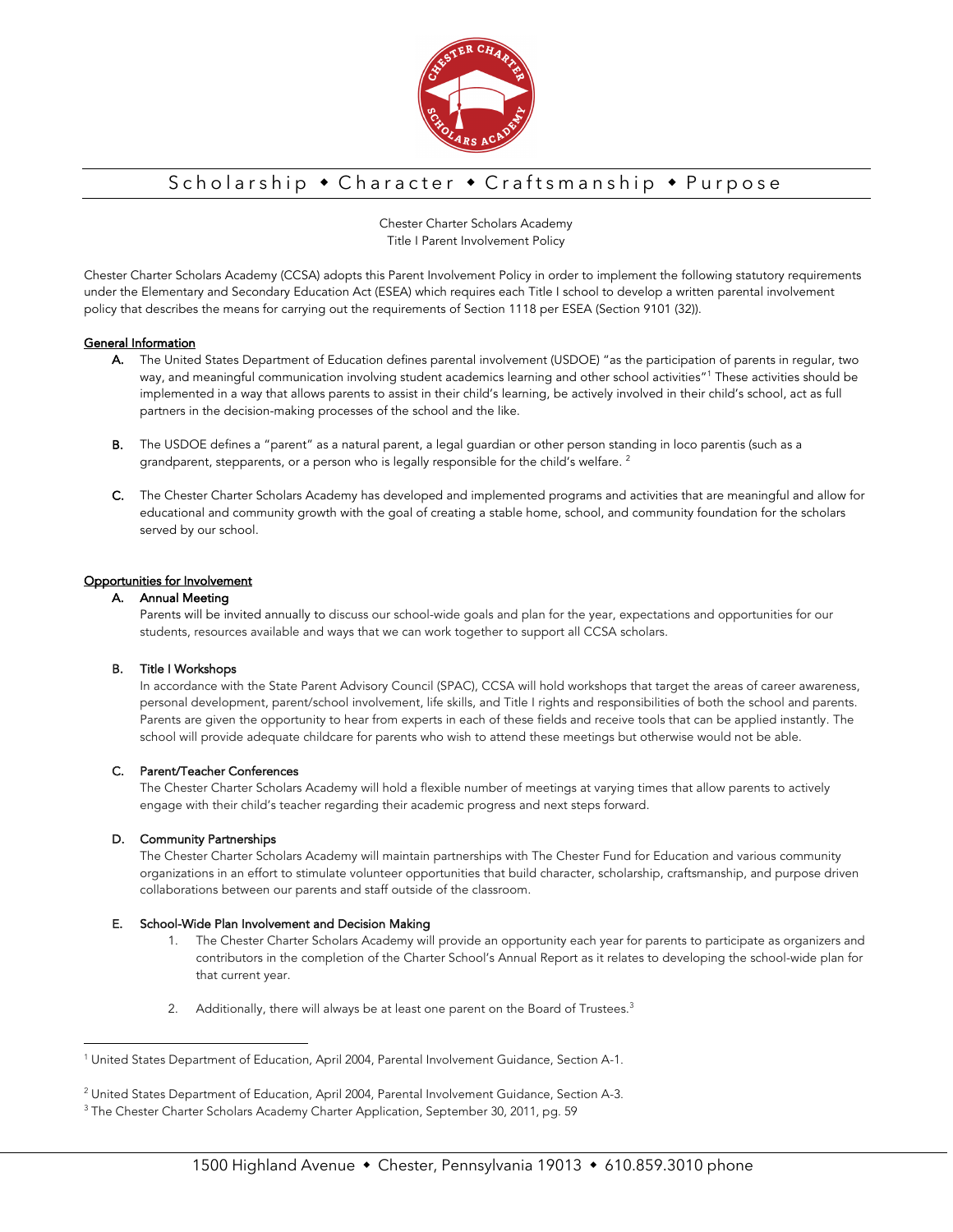Scholarship ◆ Character ◆ Craftsmanship ◆ Purpose

Chester Charter Scholars Academy
Title I Parent Involvement Policy

Chester Charter Scholars Academy (CCSA) adopts this Parent Involvement Policy in order to implement the following statutory requirements under the Elementary and Secondary Education Act (ESEA) which requires each Title I school to develop a written parental involvement policy that describes the means for carrying out the requirements of Section 1118 per ESEA (Section 9101 (32)).

## General Information

**A.** The United States Department of Education defines parental involvement (USDOE) "as the participation of parents in regular, two way, and meaningful communication involving student academics learning and other school activities"[1] These activities should be implemented in a way that allows parents to assist in their child's learning, be actively involved in their child's school, act as full partners in the decision-making processes of the school and the like.

**B.** The USDOE defines a "parent" as a natural parent, a legal guardian or other person standing in loco parentis (such as a grandparent, stepparents, or a person who is legally responsible for the child's welfare. [2]

**C.** The Chester Charter Scholars Academy has developed and implemented programs and activities that are meaningful and allow for educational and community growth with the goal of creating a stable home, school, and community foundation for the scholars served by our school.

## Opportunities for Involvement

**A. Annual Meeting**

Parents will be invited annually to discuss our school-wide goals and plan for the year, expectations and opportunities for our students, resources available and ways that we can work together to support all CCSA scholars.

**B. Title I Workshops**

In accordance with the State Parent Advisory Council (SPAC), CCSA will hold workshops that target the areas of career awareness, personal development, parent/school involvement, life skills, and Title I rights and responsibilities of both the school and parents. Parents are given the opportunity to hear from experts in each of these fields and receive tools that can be applied instantly. The school will provide adequate childcare for parents who wish to attend these meetings but otherwise would not be able.

**C. Parent/Teacher Conferences**

The Chester Charter Scholars Academy will hold a flexible number of meetings at varying times that allow parents to actively engage with their child's teacher regarding their academic progress and next steps forward.

**D. Community Partnerships**

The Chester Charter Scholars Academy will maintain partnerships with The Chester Fund for Education and various community organizations in an effort to stimulate volunteer opportunities that build character, scholarship, craftsmanship, and purpose driven collaborations between our parents and staff outside of the classroom.

**E. School-Wide Plan Involvement and Decision Making**

1. The Chester Charter Scholars Academy will provide an opportunity each year for parents to participate as organizers and contributors in the completion of the Charter School's Annual Report as it relates to developing the school-wide plan for that current year.

2. Additionally, there will always be at least one parent on the Board of Trustees.[3]

---

[1] United States Department of Education, April 2004, Parental Involvement Guidance, Section A-1.

[2] United States Department of Education, April 2004, Parental Involvement Guidance, Section A-3.

[3] The Chester Charter Scholars Academy Charter Application, September 30, 2011, pg. 59

1500 Highland Avenue ◆ Chester, Pennsylvania 19013 ◆ 610.859.3010 phone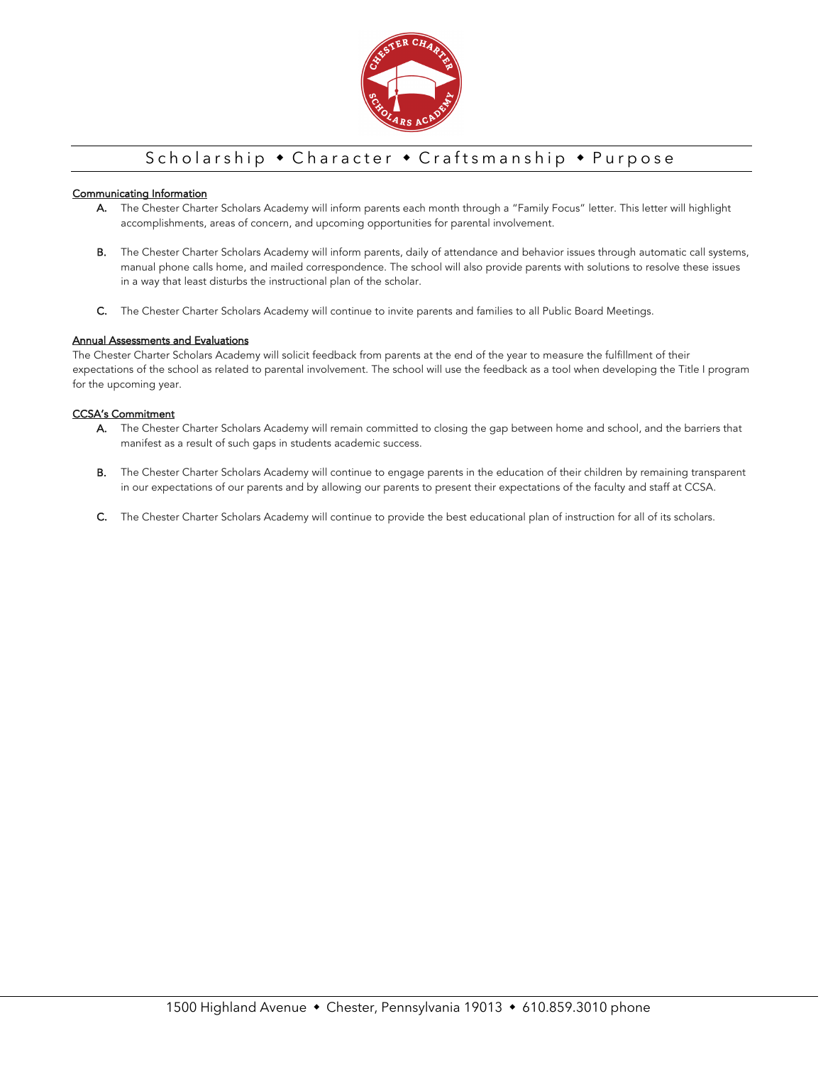Scholarship ◆ Character ◆ Craftsmanship ◆ Purpose

## Communicating Information

A. The Chester Charter Scholars Academy will inform parents each month through a "Family Focus" letter. This letter will highlight accomplishments, areas of concern, and upcoming opportunities for parental involvement.

B. The Chester Charter Scholars Academy will inform parents, daily of attendance and behavior issues through automatic call systems, manual phone calls home, and mailed correspondence. The school will also provide parents with solutions to resolve these issues in a way that least disturbs the instructional plan of the scholar.

C. The Chester Charter Scholars Academy will continue to invite parents and families to all Public Board Meetings.

## Annual Assessments and Evaluations

The Chester Charter Scholars Academy will solicit feedback from parents at the end of the year to measure the fulfillment of their expectations of the school as related to parental involvement. The school will use the feedback as a tool when developing the Title I program for the upcoming year.

## CCSA's Commitment

A. The Chester Charter Scholars Academy will remain committed to closing the gap between home and school, and the barriers that manifest as a result of such gaps in students academic success.

B. The Chester Charter Scholars Academy will continue to engage parents in the education of their children by remaining transparent in our expectations of our parents and by allowing our parents to present their expectations of the faculty and staff at CCSA.

C. The Chester Charter Scholars Academy will continue to provide the best educational plan of instruction for all of its scholars.

1500 Highland Avenue ◆ Chester, Pennsylvania 19013 ◆ 610.859.3010 phone